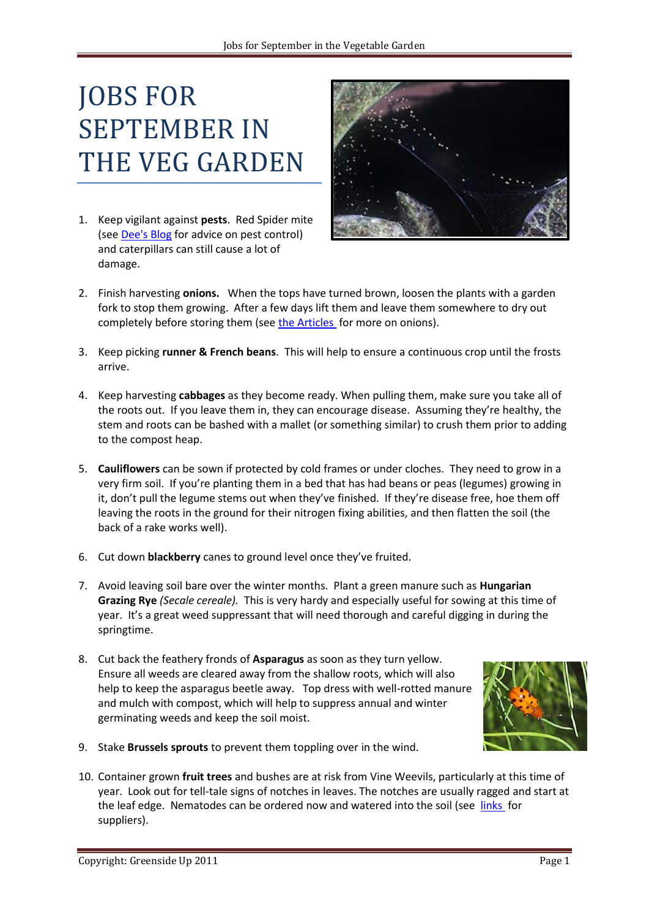# JOBS FOR SEPTEMBER IN THE VEG GARDEN

1. Keep vigilant against **pests**. Red Spider mite (see Dee's Blog for advice on pest control) and caterpillars can still cause a lot of damage.

2. Finish harvesting **onions.** When the tops have turned brown, loosen the plants with a garden fork to stop them growing. After a few days lift them and leave them somewhere to dry out completely before storing them (see the Articles for more on onions).

3. Keep picking **runner & French beans**. This will help to ensure a continuous crop until the frosts arrive.

4. Keep harvesting **cabbages** as they become ready. When pulling them, make sure you take all of the roots out. If you leave them in, they can encourage disease. Assuming they're healthy, the stem and roots can be bashed with a mallet (or something similar) to crush them prior to adding to the compost heap.

5. **Cauliflowers** can be sown if protected by cold frames or under cloches. They need to grow in a very firm soil. If you're planting them in a bed that has had beans or peas (legumes) growing in it, don't pull the legume stems out when they've finished. If they're disease free, hoe them off leaving the roots in the ground for their nitrogen fixing abilities, and then flatten the soil (the back of a rake works well).

6. Cut down **blackberry** canes to ground level once they've fruited.

7. Avoid leaving soil bare over the winter months. Plant a green manure such as **Hungarian Grazing Rye** *(Secale cereale).* This is very hardy and especially useful for sowing at this time of year. It's a great weed suppressant that will need thorough and careful digging in during the springtime.

8. Cut back the feathery fronds of **Asparagus** as soon as they turn yellow. Ensure all weeds are cleared away from the shallow roots, which will also help to keep the asparagus beetle away. Top dress with well-rotted manure and mulch with compost, which will help to suppress annual and winter germinating weeds and keep the soil moist.

9. Stake **Brussels sprouts** to prevent them toppling over in the wind.

10. Container grown **fruit trees** and bushes are at risk from Vine Weevils, particularly at this time of year. Look out for tell-tale signs of notches in leaves. The notches are usually ragged and start at the leaf edge. Nematodes can be ordered now and watered into the soil (see links for suppliers).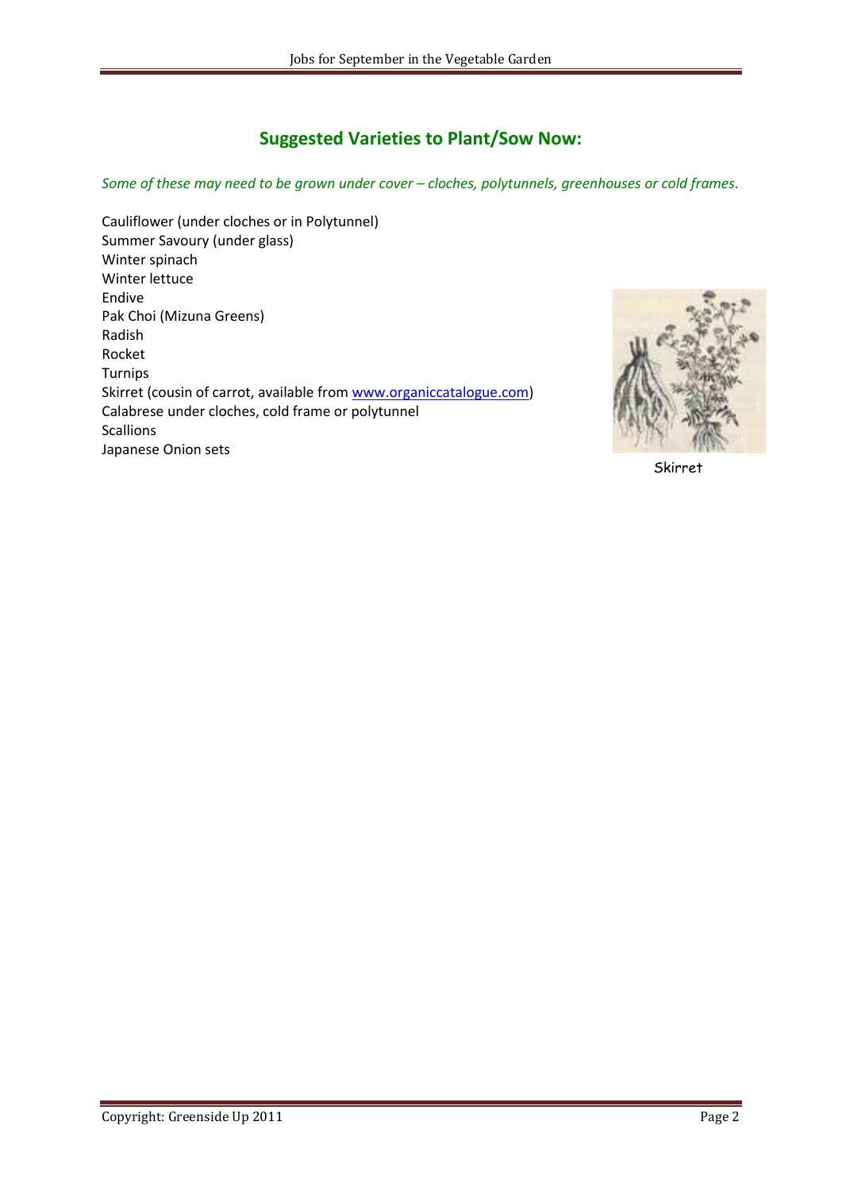## Suggested Varieties to Plant/Sow Now:

*Some of these may need to be grown under cover – cloches, polytunnels, greenhouses or cold frames.*

Cauliflower (under cloches or in Polytunnel)
Summer Savoury (under glass)
Winter spinach
Winter lettuce
Endive
Pak Choi (Mizuna Greens)
Radish
Rocket
Turnips
Skirret (cousin of carrot, available from [www.organiccatalogue.com](www.organiccatalogue.com))
Calabrese under cloches, cold frame or polytunnel
Scallions
Japanese Onion sets

Skirret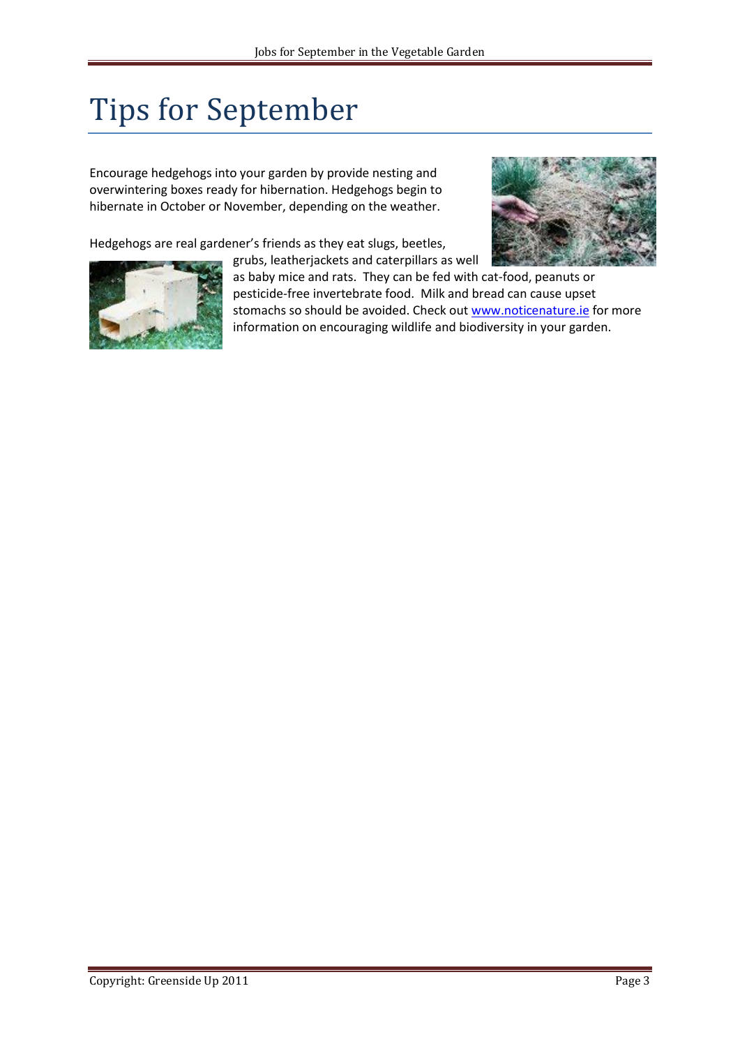# Tips for September

Encourage hedgehogs into your garden by provide nesting and overwintering boxes ready for hibernation. Hedgehogs begin to hibernate in October or November, depending on the weather.

Hedgehogs are real gardener's friends as they eat slugs, beetles, grubs, leatherjackets and caterpillars as well as baby mice and rats. They can be fed with cat-food, peanuts or pesticide-free invertebrate food. Milk and bread can cause upset stomachs so should be avoided. Check out [www.noticenature.ie](http://www.noticenature.ie) for more information on encouraging wildlife and biodiversity in your garden.